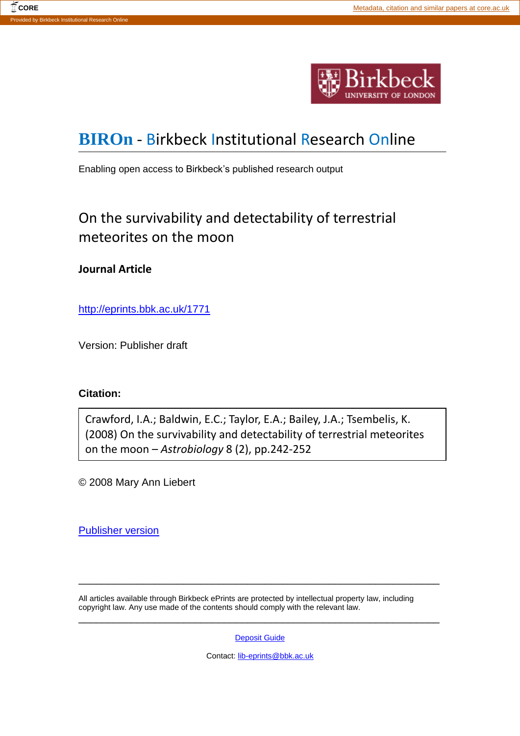CORE | Metadata, citation and similar papers at core.ac.uk

Provided by Birkbeck Institutional Research Online

Birkbeck UNIVERSITY OF LONDON

# BIROn - Birkbeck Institutional Research Online

Enabling open access to Birkbeck's published research output

## On the survivability and detectability of terrestrial meteorites on the moon

**Journal Article**

http://eprints.bbk.ac.uk/1771

Version: Publisher draft

**Citation:**

| Crawford, I.A.; Baldwin, E.C.; Taylor, E.A.; Bailey, J.A.; Tsembelis, K. (2008) On the survivability and detectability of terrestrial meteorites on the moon – *Astrobiology* 8 (2), pp.242-252 |
|---|

© 2008 Mary Ann Liebert

Publisher version

---

All articles available through Birkbeck ePrints are protected by intellectual property law, including copyright law. Any use made of the contents should comply with the relevant law.

---

Deposit Guide

Contact: lib-eprints@bbk.ac.uk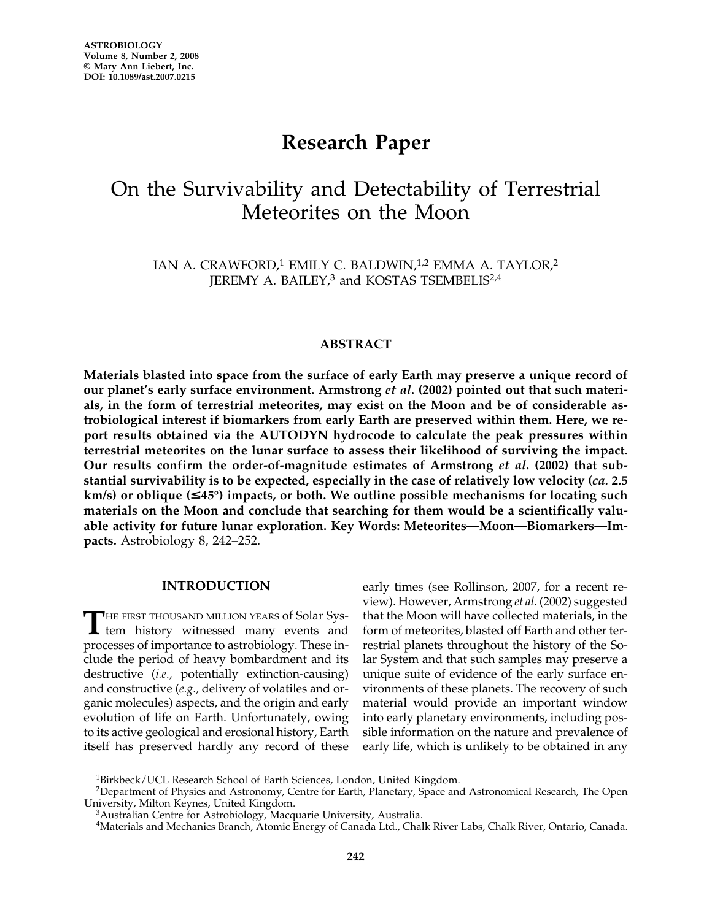# Research Paper

## On the Survivability and Detectability of Terrestrial Meteorites on the Moon

IAN A. CRAWFORD,[1] EMILY C. BALDWIN,[1,2] EMMA A. TAYLOR,[2] JEREMY A. BAILEY,[3] and KOSTAS TSEMBELIS[2,4]

### ABSTRACT

**Materials blasted into space from the surface of early Earth may preserve a unique record of our planet's early surface environment. Armstrong *et al*. (2002) pointed out that such materials, in the form of terrestrial meteorites, may exist on the Moon and be of considerable astrobiological interest if biomarkers from early Earth are preserved within them. Here, we report results obtained via the AUTODYN hydrocode to calculate the peak pressures within terrestrial meteorites on the lunar surface to assess their likelihood of surviving the impact. Our results confirm the order-of-magnitude estimates of Armstrong *et al*. (2002) that substantial survivability is to be expected, especially in the case of relatively low velocity (*ca*. 2.5 km/s) or oblique (≤45°) impacts, or both. We outline possible mechanisms for locating such materials on the Moon and conclude that searching for them would be a scientifically valuable activity for future lunar exploration. Key Words: Meteorites—Moon—Biomarkers—Impacts.** Astrobiology 8, 242–252.

### INTRODUCTION

THE FIRST THOUSAND MILLION YEARS of Solar System history witnessed many events and processes of importance to astrobiology. These include the period of heavy bombardment and its destructive (*i.e.,* potentially extinction-causing) and constructive (*e.g.,* delivery of volatiles and organic molecules) aspects, and the origin and early evolution of life on Earth. Unfortunately, owing to its active geological and erosional history, Earth itself has preserved hardly any record of these early times (see Rollinson, 2007, for a recent review). However, Armstrong *et al.* (2002) suggested that the Moon will have collected materials, in the form of meteorites, blasted off Earth and other terrestrial planets throughout the history of the Solar System and that such samples may preserve a unique suite of evidence of the early surface environments of these planets. The recovery of such material would provide an important window into early planetary environments, including possible information on the nature and prevalence of early life, which is unlikely to be obtained in any

[1] Birkbeck/UCL Research School of Earth Sciences, London, United Kingdom.
[2] Department of Physics and Astronomy, Centre for Earth, Planetary, Space and Astronomical Research, The Open University, Milton Keynes, United Kingdom.
[3] Australian Centre for Astrobiology, Macquarie University, Australia.
[4] Materials and Mechanics Branch, Atomic Energy of Canada Ltd., Chalk River Labs, Chalk River, Ontario, Canada.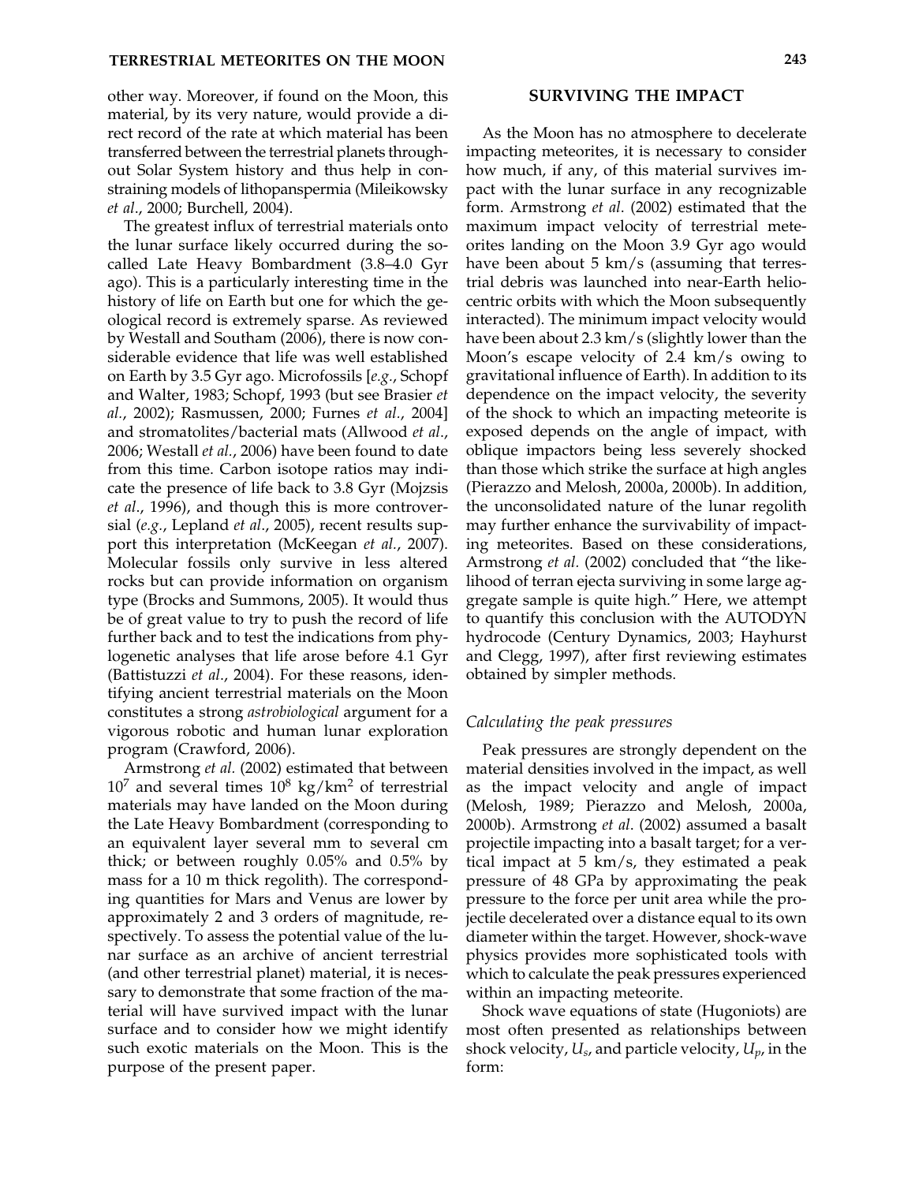other way. Moreover, if found on the Moon, this material, by its very nature, would provide a direct record of the rate at which material has been transferred between the terrestrial planets throughout Solar System history and thus help in constraining models of lithopanspermia (Mileikowsky *et al*., 2000; Burchell, 2004).

The greatest influx of terrestrial materials onto the lunar surface likely occurred during the so-called Late Heavy Bombardment (3.8–4.0 Gyr ago). This is a particularly interesting time in the history of life on Earth but one for which the geological record is extremely sparse. As reviewed by Westall and Southam (2006), there is now considerable evidence that life was well established on Earth by 3.5 Gyr ago. Microfossils [*e.g.*, Schopf and Walter, 1983; Schopf, 1993 (but see Brasier *et al.*, 2002); Rasmussen, 2000; Furnes *et al*., 2004] and stromatolites/bacterial mats (Allwood *et al*., 2006; Westall *et al.*, 2006) have been found to date from this time. Carbon isotope ratios may indicate the presence of life back to 3.8 Gyr (Mojzsis *et al*., 1996), and though this is more controversial (*e.g.*, Lepland *et al*., 2005), recent results support this interpretation (McKeegan *et al.*, 2007). Molecular fossils only survive in less altered rocks but can provide information on organism type (Brocks and Summons, 2005). It would thus be of great value to try to push the record of life further back and to test the indications from phylogenetic analyses that life arose before 4.1 Gyr (Battistuzzi *et al*., 2004). For these reasons, identifying ancient terrestrial materials on the Moon constitutes a strong *astrobiological* argument for a vigorous robotic and human lunar exploration program (Crawford, 2006).

Armstrong *et al.* (2002) estimated that between $10^7$ and several times $10^8$ kg/km$^2$ of terrestrial materials may have landed on the Moon during the Late Heavy Bombardment (corresponding to an equivalent layer several mm to several cm thick; or between roughly 0.05% and 0.5% by mass for a 10 m thick regolith). The corresponding quantities for Mars and Venus are lower by approximately 2 and 3 orders of magnitude, respectively. To assess the potential value of the lunar surface as an archive of ancient terrestrial (and other terrestrial planet) material, it is necessary to demonstrate that some fraction of the material will have survived impact with the lunar surface and to consider how we might identify such exotic materials on the Moon. This is the purpose of the present paper.

## SURVIVING THE IMPACT

As the Moon has no atmosphere to decelerate impacting meteorites, it is necessary to consider how much, if any, of this material survives impact with the lunar surface in any recognizable form. Armstrong *et al*. (2002) estimated that the maximum impact velocity of terrestrial meteorites landing on the Moon 3.9 Gyr ago would have been about 5 km/s (assuming that terrestrial debris was launched into near-Earth heliocentric orbits with which the Moon subsequently interacted). The minimum impact velocity would have been about 2.3 km/s (slightly lower than the Moon's escape velocity of 2.4 km/s owing to gravitational influence of Earth). In addition to its dependence on the impact velocity, the severity of the shock to which an impacting meteorite is exposed depends on the angle of impact, with oblique impactors being less severely shocked than those which strike the surface at high angles (Pierazzo and Melosh, 2000a, 2000b). In addition, the unconsolidated nature of the lunar regolith may further enhance the survivability of impacting meteorites. Based on these considerations, Armstrong *et al.* (2002) concluded that "the likelihood of terran ejecta surviving in some large aggregate sample is quite high." Here, we attempt to quantify this conclusion with the AUTODYN hydrocode (Century Dynamics, 2003; Hayhurst and Clegg, 1997), after first reviewing estimates obtained by simpler methods.

### *Calculating the peak pressures*

Peak pressures are strongly dependent on the material densities involved in the impact, as well as the impact velocity and angle of impact (Melosh, 1989; Pierazzo and Melosh, 2000a, 2000b). Armstrong *et al*. (2002) assumed a basalt projectile impacting into a basalt target; for a vertical impact at 5 km/s, they estimated a peak pressure of 48 GPa by approximating the peak pressure to the force per unit area while the projectile decelerated over a distance equal to its own diameter within the target. However, shock-wave physics provides more sophisticated tools with which to calculate the peak pressures experienced within an impacting meteorite.

Shock wave equations of state (Hugoniots) are most often presented as relationships between shock velocity, $U_s$, and particle velocity, $U_p$, in the form: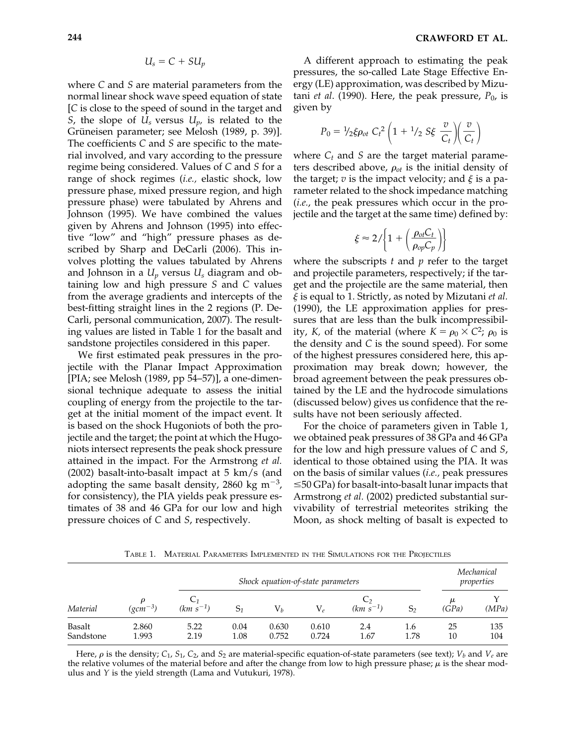$$U_s = C + SU_p$$

where $C$ and $S$ are material parameters from the normal linear shock wave speed equation of state [$C$ is close to the speed of sound in the target and $S$, the slope of $U_s$ versus $U_p$, is related to the Grüneisen parameter; see Melosh (1989, p. 39)]. The coefficients $C$ and $S$ are specific to the material involved, and vary according to the pressure regime being considered. Values of $C$ and $S$ for a range of shock regimes (*i.e.,* elastic shock, low pressure phase, mixed pressure region, and high pressure phase) were tabulated by Ahrens and Johnson (1995). We have combined the values given by Ahrens and Johnson (1995) into effective "low" and "high" pressure phases as described by Sharp and DeCarli (2006). This involves plotting the values tabulated by Ahrens and Johnson in a $U_p$ versus $U_s$ diagram and obtaining low and high pressure $S$ and $C$ values from the average gradients and intercepts of the best-fitting straight lines in the 2 regions (P. DeCarli, personal communication, 2007). The resulting values are listed in Table 1 for the basalt and sandstone projectiles considered in this paper.

We first estimated peak pressures in the projectile with the Planar Impact Approximation [PIA; see Melosh (1989, pp 54–57)], a one-dimensional technique adequate to assess the initial coupling of energy from the projectile to the target at the initial moment of the impact event. It is based on the shock Hugoniots of both the projectile and the target; the point at which the Hugoniots intersect represents the peak shock pressure attained in the impact. For the Armstrong *et al.* (2002) basalt-into-basalt impact at 5 km/s (and adopting the same basalt density, 2860 kg m$^{-3}$, for consistency), the PIA yields peak pressure estimates of 38 and 46 GPa for our low and high pressure choices of $C$ and $S$, respectively.

A different approach to estimating the peak pressures, the so-called Late Stage Effective Energy (LE) approximation, was described by Mizutani *et al*. (1990). Here, the peak pressure, $P_0$, is given by

$$P_0 = \tfrac{1}{2}\xi\rho_{ot}\, C_t^2 \left(1 + \tfrac{1}{2}\, S\xi\ \frac{v}{C_t}\right)\left(\frac{v}{C_t}\right)$$

where $C_t$ and $S$ are the target material parameters described above, $\rho_{ot}$ is the initial density of the target; $v$ is the impact velocity; and $\xi$ is a parameter related to the shock impedance matching (*i.e.*, the peak pressures which occur in the projectile and the target at the same time) defined by:

$$\xi \approx 2/\left\{1 + \left(\frac{\rho_{ot}C_t}{\rho_{op}C_p}\right)\right\}$$

where the subscripts $t$ and $p$ refer to the target and projectile parameters, respectively; if the target and the projectile are the same material, then $\xi$ is equal to 1. Strictly, as noted by Mizutani *et al.* (1990), the LE approximation applies for pressures that are less than the bulk incompressibility, $K$, of the material (where $K = \rho_0 \times C^2$; $\rho_0$ is the density and $C$ is the sound speed). For some of the highest pressures considered here, this approximation may break down; however, the broad agreement between the peak pressures obtained by the LE and the hydrocode simulations (discussed below) gives us confidence that the results have not been seriously affected.

For the choice of parameters given in Table 1, we obtained peak pressures of 38 GPa and 46 GPa for the low and high pressure values of $C$ and $S$, identical to those obtained using the PIA. It was on the basis of similar values (*i.e.,* peak pressures ≤50 GPa) for basalt-into-basalt lunar impacts that Armstrong *et al.* (2002) predicted substantial survivability of terrestrial meteorites striking the Moon, as shock melting of basalt is expected to

TABLE 1. MATERIAL PARAMETERS IMPLEMENTED IN THE SIMULATIONS FOR THE PROJECTILES

| | | *Shock equation-of-state parameters* | | | | | | *Mechanical properties* | |
|---|---|---|---|---|---|---|---|---|---|
| *Material* | $\rho$ $(gcm^{-3})$ | $C_1$ $(km\ s^{-1})$ | $S_1$ | $V_b$ | $V_e$ | $C_2$ $(km\ s^{-1})$ | $S_2$ | $\mu$ *(GPa)* | Y *(MPa)* |
| Basalt | 2.860 | 5.22 | 0.04 | 0.630 | 0.610 | 2.4 | 1.6 | 25 | 135 |
| Sandstone | 1.993 | 2.19 | 1.08 | 0.752 | 0.724 | 1.67 | 1.78 | 10 | 104 |

Here, $\rho$ is the density; $C_1$, $S_1$, $C_2$, and $S_2$ are material-specific equation-of-state parameters (see text); $V_b$ and $V_e$ are the relative volumes of the material before and after the change from low to high pressure phase; $\mu$ is the shear modulus and $Y$ is the yield strength (Lama and Vutukuri, 1978).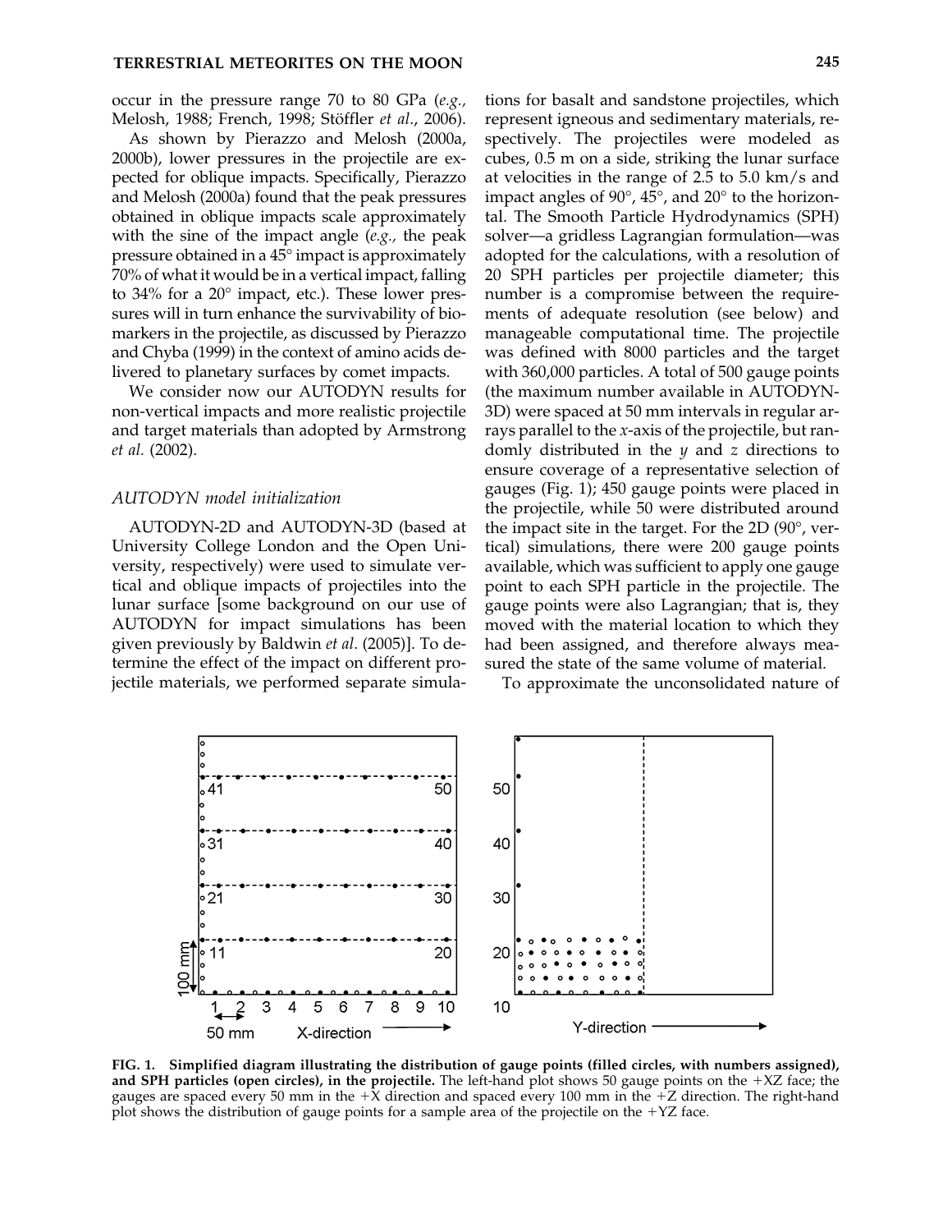occur in the pressure range 70 to 80 GPa (*e.g.,* Melosh, 1988; French, 1998; Stöffler *et al*., 2006).

As shown by Pierazzo and Melosh (2000a, 2000b), lower pressures in the projectile are expected for oblique impacts. Specifically, Pierazzo and Melosh (2000a) found that the peak pressures obtained in oblique impacts scale approximately with the sine of the impact angle (*e.g.,* the peak pressure obtained in a 45° impact is approximately 70% of what it would be in a vertical impact, falling to 34% for a 20° impact, etc.). These lower pressures will in turn enhance the survivability of biomarkers in the projectile, as discussed by Pierazzo and Chyba (1999) in the context of amino acids delivered to planetary surfaces by comet impacts.

We consider now our AUTODYN results for non-vertical impacts and more realistic projectile and target materials than adopted by Armstrong *et al.* (2002).

### *AUTODYN model initialization*

AUTODYN-2D and AUTODYN-3D (based at University College London and the Open University, respectively) were used to simulate vertical and oblique impacts of projectiles into the lunar surface [some background on our use of AUTODYN for impact simulations has been given previously by Baldwin *et al*. (2005)]. To determine the effect of the impact on different projectile materials, we performed separate simulations for basalt and sandstone projectiles, which represent igneous and sedimentary materials, respectively. The projectiles were modeled as cubes, 0.5 m on a side, striking the lunar surface at velocities in the range of 2.5 to 5.0 km/s and impact angles of 90°, 45°, and 20° to the horizontal. The Smooth Particle Hydrodynamics (SPH) solver—a gridless Lagrangian formulation—was adopted for the calculations, with a resolution of 20 SPH particles per projectile diameter; this number is a compromise between the requirements of adequate resolution (see below) and manageable computational time. The projectile was defined with 8000 particles and the target with 360,000 particles. A total of 500 gauge points (the maximum number available in AUTODYN-3D) were spaced at 50 mm intervals in regular arrays parallel to the *x*-axis of the projectile, but randomly distributed in the *y* and *z* directions to ensure coverage of a representative selection of gauges (Fig. 1); 450 gauge points were placed in the projectile, while 50 were distributed around the impact site in the target. For the 2D (90°, vertical) simulations, there were 200 gauge points available, which was sufficient to apply one gauge point to each SPH particle in the projectile. The gauge points were also Lagrangian; that is, they moved with the material location to which they had been assigned, and therefore always measured the state of the same volume of material.

To approximate the unconsolidated nature of

**FIG. 1. Simplified diagram illustrating the distribution of gauge points (filled circles, with numbers assigned), and SPH particles (open circles), in the projectile.** The left-hand plot shows 50 gauge points on the +XZ face; the gauges are spaced every 50 mm in the +X direction and spaced every 100 mm in the +Z direction. The right-hand plot shows the distribution of gauge points for a sample area of the projectile on the +YZ face.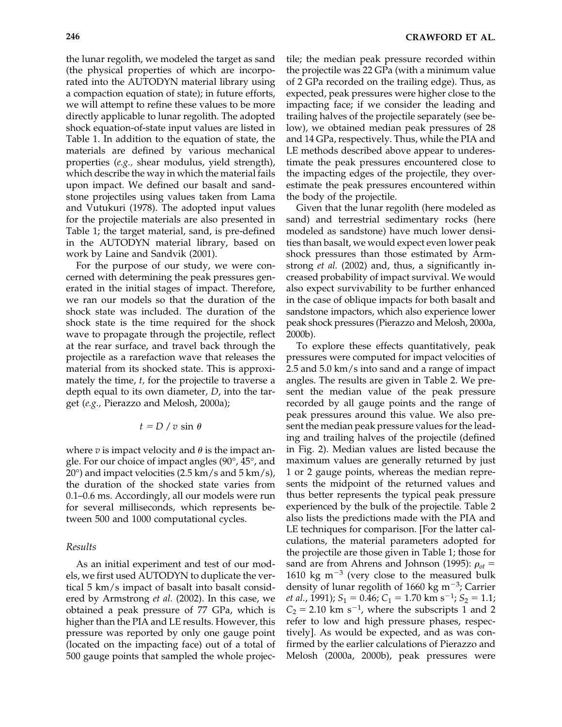the lunar regolith, we modeled the target as sand (the physical properties of which are incorporated into the AUTODYN material library using a compaction equation of state); in future efforts, we will attempt to refine these values to be more directly applicable to lunar regolith. The adopted shock equation-of-state input values are listed in Table 1. In addition to the equation of state, the materials are defined by various mechanical properties (*e.g.,* shear modulus, yield strength), which describe the way in which the material fails upon impact. We defined our basalt and sandstone projectiles using values taken from Lama and Vutukuri (1978). The adopted input values for the projectile materials are also presented in Table 1; the target material, sand, is pre-defined in the AUTODYN material library, based on work by Laine and Sandvik (2001).

For the purpose of our study, we were concerned with determining the peak pressures generated in the initial stages of impact. Therefore, we ran our models so that the duration of the shock state was included. The duration of the shock state is the time required for the shock wave to propagate through the projectile, reflect at the rear surface, and travel back through the projectile as a rarefaction wave that releases the material from its shocked state. This is approximately the time, $t$, for the projectile to traverse a depth equal to its own diameter, $D$, into the target (*e.g.,* Pierazzo and Melosh, 2000a);

$$t = D / v \sin \theta$$

where $v$ is impact velocity and $\theta$ is the impact angle. For our choice of impact angles (90°, 45°, and 20°) and impact velocities (2.5 km/s and 5 km/s), the duration of the shocked state varies from 0.1–0.6 ms. Accordingly, all our models were run for several milliseconds, which represents between 500 and 1000 computational cycles.

### Results

As an initial experiment and test of our models, we first used AUTODYN to duplicate the vertical 5 km/s impact of basalt into basalt considered by Armstrong *et al.* (2002). In this case, we obtained a peak pressure of 77 GPa, which is higher than the PIA and LE results. However, this pressure was reported by only one gauge point (located on the impacting face) out of a total of 500 gauge points that sampled the whole projectile; the median peak pressure recorded within the projectile was 22 GPa (with a minimum value of 2 GPa recorded on the trailing edge). Thus, as expected, peak pressures were higher close to the impacting face; if we consider the leading and trailing halves of the projectile separately (see below), we obtained median peak pressures of 28 and 14 GPa, respectively. Thus, while the PIA and LE methods described above appear to underestimate the peak pressures encountered close to the impacting edges of the projectile, they overestimate the peak pressures encountered within the body of the projectile.

Given that the lunar regolith (here modeled as sand) and terrestrial sedimentary rocks (here modeled as sandstone) have much lower densities than basalt, we would expect even lower peak shock pressures than those estimated by Armstrong *et al.* (2002) and, thus, a significantly increased probability of impact survival. We would also expect survivability to be further enhanced in the case of oblique impacts for both basalt and sandstone impactors, which also experience lower peak shock pressures (Pierazzo and Melosh, 2000a, 2000b).

To explore these effects quantitatively, peak pressures were computed for impact velocities of 2.5 and 5.0 km/s into sand and a range of impact angles. The results are given in Table 2. We present the median value of the peak pressure recorded by all gauge points and the range of peak pressures around this value. We also present the median peak pressure values for the leading and trailing halves of the projectile (defined in Fig. 2). Median values are listed because the maximum values are generally returned by just 1 or 2 gauge points, whereas the median represents the midpoint of the returned values and thus better represents the typical peak pressure experienced by the bulk of the projectile. Table 2 also lists the predictions made with the PIA and LE techniques for comparison. [For the latter calculations, the material parameters adopted for the projectile are those given in Table 1; those for sand are from Ahrens and Johnson (1995): $\rho_{ot}$ = 1610 kg m$^{-3}$ (very close to the measured bulk density of lunar regolith of 1660 kg m$^{-3}$; Carrier *et al.*, 1991); $S_1$ = 0.46; $C_1$ = 1.70 km s$^{-1}$; $S_2$ = 1.1; $C_2$ = 2.10 km s$^{-1}$, where the subscripts 1 and 2 refer to low and high pressure phases, respectively]. As would be expected, and as was confirmed by the earlier calculations of Pierazzo and Melosh (2000a, 2000b), peak pressures were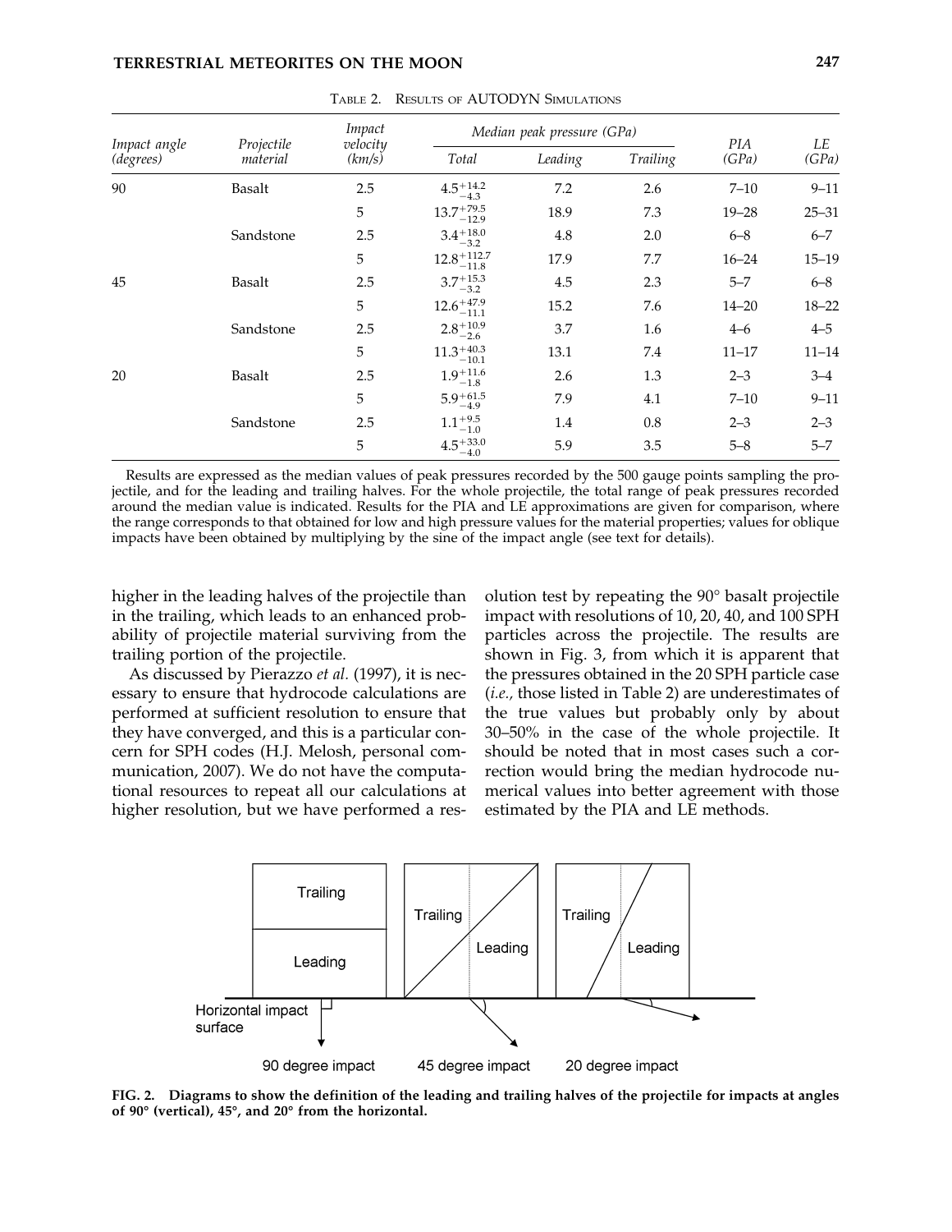Table 2. Results of AUTODYN Simulations

| Impact angle (degrees) | Projectile material | Impact velocity (km/s) | Median peak pressure (GPa) | | | PIA (GPa) | LE (GPa) |
|---|---|---|---|---|---|---|---|
| | | | Total | Leading | Trailing | | |
| 90 | Basalt | 2.5 | $4.5^{+14.2}_{-4.3}$ | 7.2 | 2.6 | 7–10 | 9–11 |
| | | 5 | $13.7^{+79.5}_{-12.9}$ | 18.9 | 7.3 | 19–28 | 25–31 |
| | Sandstone | 2.5 | $3.4^{+18.0}_{-3.2}$ | 4.8 | 2.0 | 6–8 | 6–7 |
| | | 5 | $12.8^{+112.7}_{-11.8}$ | 17.9 | 7.7 | 16–24 | 15–19 |
| 45 | Basalt | 2.5 | $3.7^{+15.3}_{-3.2}$ | 4.5 | 2.3 | 5–7 | 6–8 |
| | | 5 | $12.6^{+47.9}_{-11.1}$ | 15.2 | 7.6 | 14–20 | 18–22 |
| | Sandstone | 2.5 | $2.8^{+10.9}_{-2.6}$ | 3.7 | 1.6 | 4–6 | 4–5 |
| | | 5 | $11.3^{+40.3}_{-10.1}$ | 13.1 | 7.4 | 11–17 | 11–14 |
| 20 | Basalt | 2.5 | $1.9^{+11.6}_{-1.8}$ | 2.6 | 1.3 | 2–3 | 3–4 |
| | | 5 | $5.9^{+61.5}_{-4.9}$ | 7.9 | 4.1 | 7–10 | 9–11 |
| | Sandstone | 2.5 | $1.1^{+9.5}_{-1.0}$ | 1.4 | 0.8 | 2–3 | 2–3 |
| | | 5 | $4.5^{+33.0}_{-4.0}$ | 5.9 | 3.5 | 5–8 | 5–7 |

Results are expressed as the median values of peak pressures recorded by the 500 gauge points sampling the projectile, and for the leading and trailing halves. For the whole projectile, the total range of peak pressures recorded around the median value is indicated. Results for the PIA and LE approximations are given for comparison, where the range corresponds to that obtained for low and high pressure values for the material properties; values for oblique impacts have been obtained by multiplying by the sine of the impact angle (see text for details).

higher in the leading halves of the projectile than in the trailing, which leads to an enhanced probability of projectile material surviving from the trailing portion of the projectile.

As discussed by Pierazzo *et al.* (1997), it is necessary to ensure that hydrocode calculations are performed at sufficient resolution to ensure that they have converged, and this is a particular concern for SPH codes (H.J. Melosh, personal communication, 2007). We do not have the computational resources to repeat all our calculations at higher resolution, but we have performed a resolution test by repeating the 90° basalt projectile impact with resolutions of 10, 20, 40, and 100 SPH particles across the projectile. The results are shown in Fig. 3, from which it is apparent that the pressures obtained in the 20 SPH particle case (*i.e.*, those listed in Table 2) are underestimates of the true values but probably only by about 30–50% in the case of the whole projectile. It should be noted that in most cases such a correction would bring the median hydrocode numerical values into better agreement with those estimated by the PIA and LE methods.

**FIG. 2. Diagrams to show the definition of the leading and trailing halves of the projectile for impacts at angles of 90° (vertical), 45°, and 20° from the horizontal.**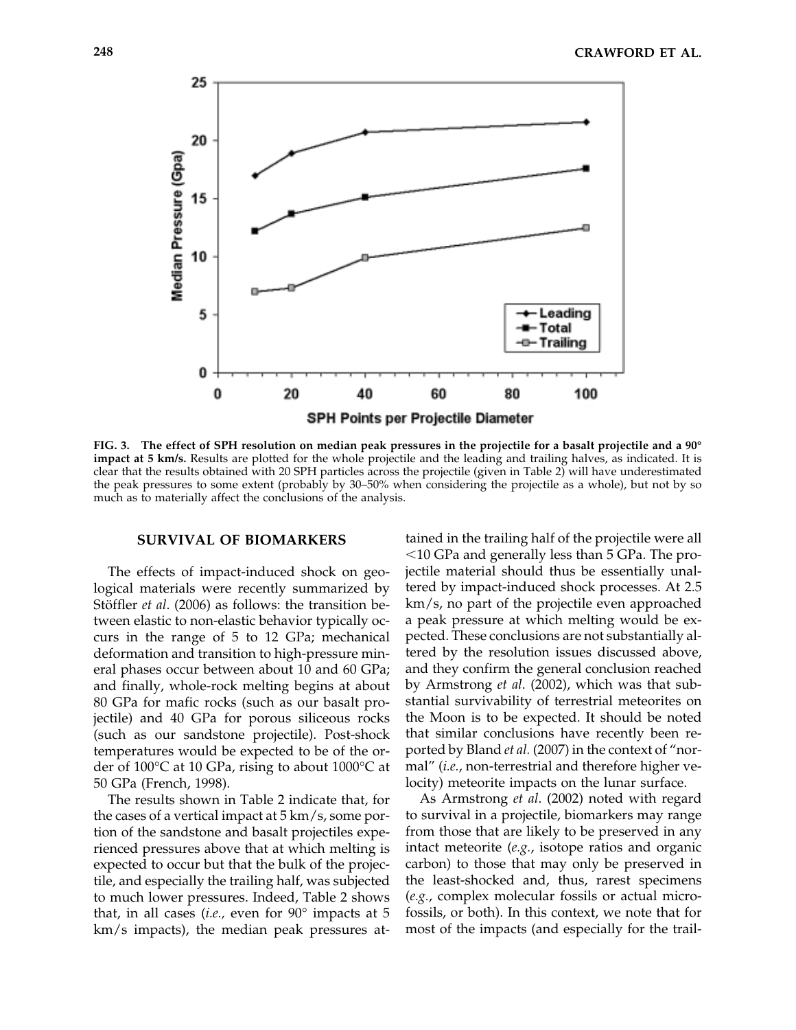**FIG. 3. The effect of SPH resolution on median peak pressures in the projectile for a basalt projectile and a 90° impact at 5 km/s.** Results are plotted for the whole projectile and the leading and trailing halves, as indicated. It is clear that the results obtained with 20 SPH particles across the projectile (given in Table 2) will have underestimated the peak pressures to some extent (probably by 30–50% when considering the projectile as a whole), but not by so much as to materially affect the conclusions of the analysis.

## SURVIVAL OF BIOMARKERS

The effects of impact-induced shock on geological materials were recently summarized by Stöffler *et al*. (2006) as follows: the transition between elastic to non-elastic behavior typically occurs in the range of 5 to 12 GPa; mechanical deformation and transition to high-pressure mineral phases occur between about 10 and 60 GPa; and finally, whole-rock melting begins at about 80 GPa for mafic rocks (such as our basalt projectile) and 40 GPa for porous siliceous rocks (such as our sandstone projectile). Post-shock temperatures would be expected to be of the order of 100°C at 10 GPa, rising to about 1000°C at 50 GPa (French, 1998).

The results shown in Table 2 indicate that, for the cases of a vertical impact at 5 km/s, some portion of the sandstone and basalt projectiles experienced pressures above that at which melting is expected to occur but that the bulk of the projectile, and especially the trailing half, was subjected to much lower pressures. Indeed, Table 2 shows that, in all cases (*i.e.,* even for 90° impacts at 5 km/s impacts), the median peak pressures attained in the trailing half of the projectile were all <10 GPa and generally less than 5 GPa. The projectile material should thus be essentially unaltered by impact-induced shock processes. At 2.5 km/s, no part of the projectile even approached a peak pressure at which melting would be expected. These conclusions are not substantially altered by the resolution issues discussed above, and they confirm the general conclusion reached by Armstrong *et al*. (2002), which was that substantial survivability of terrestrial meteorites on the Moon is to be expected. It should be noted that similar conclusions have recently been reported by Bland *et al.* (2007) in the context of "normal" (*i.e.*, non-terrestrial and therefore higher velocity) meteorite impacts on the lunar surface.

As Armstrong *et al*. (2002) noted with regard to survival in a projectile, biomarkers may range from those that are likely to be preserved in any intact meteorite (*e.g.*, isotope ratios and organic carbon) to those that may only be preserved in the least-shocked and, thus, rarest specimens (*e.g.*, complex molecular fossils or actual microfossils, or both). In this context, we note that for most of the impacts (and especially for the trail-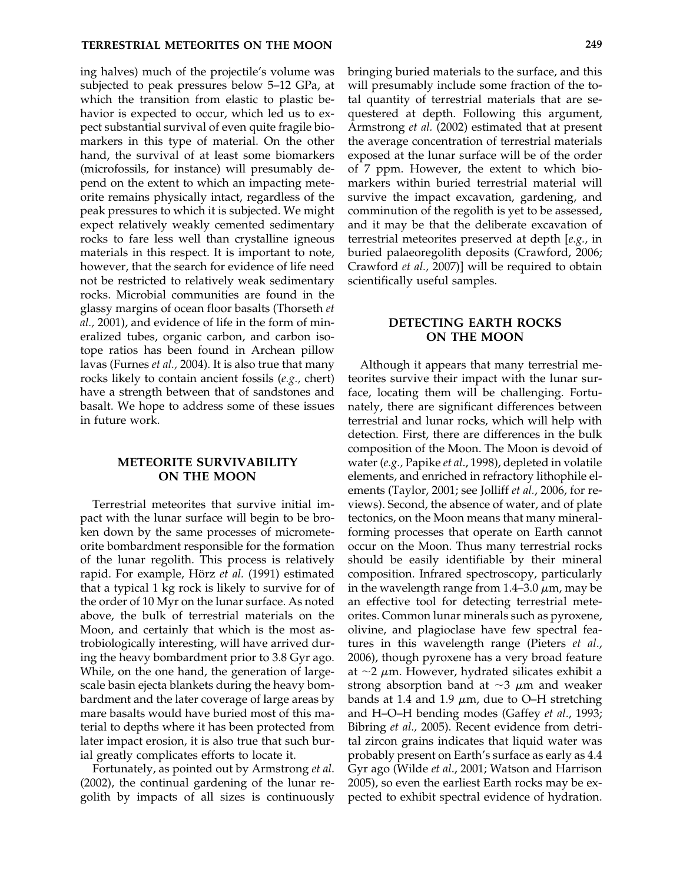ing halves) much of the projectile's volume was subjected to peak pressures below 5–12 GPa, at which the transition from elastic to plastic behavior is expected to occur, which led us to expect substantial survival of even quite fragile biomarkers in this type of material. On the other hand, the survival of at least some biomarkers (microfossils, for instance) will presumably depend on the extent to which an impacting meteorite remains physically intact, regardless of the peak pressures to which it is subjected. We might expect relatively weakly cemented sedimentary rocks to fare less well than crystalline igneous materials in this respect. It is important to note, however, that the search for evidence of life need not be restricted to relatively weak sedimentary rocks. Microbial communities are found in the glassy margins of ocean floor basalts (Thorseth *et al.,* 2001), and evidence of life in the form of mineralized tubes, organic carbon, and carbon isotope ratios has been found in Archean pillow lavas (Furnes *et al.,* 2004). It is also true that many rocks likely to contain ancient fossils (*e.g.,* chert) have a strength between that of sandstones and basalt. We hope to address some of these issues in future work.

## METEORITE SURVIVABILITY ON THE MOON

Terrestrial meteorites that survive initial impact with the lunar surface will begin to be broken down by the same processes of micrometeorite bombardment responsible for the formation of the lunar regolith. This process is relatively rapid. For example, Hörz *et al.* (1991) estimated that a typical 1 kg rock is likely to survive for of the order of 10 Myr on the lunar surface. As noted above, the bulk of terrestrial materials on the Moon, and certainly that which is the most astrobiologically interesting, will have arrived during the heavy bombardment prior to 3.8 Gyr ago. While, on the one hand, the generation of large-scale basin ejecta blankets during the heavy bombardment and the later coverage of large areas by mare basalts would have buried most of this material to depths where it has been protected from later impact erosion, it is also true that such burial greatly complicates efforts to locate it.

Fortunately, as pointed out by Armstrong *et al.* (2002), the continual gardening of the lunar regolith by impacts of all sizes is continuously bringing buried materials to the surface, and this will presumably include some fraction of the total quantity of terrestrial materials that are sequestered at depth. Following this argument, Armstrong *et al.* (2002) estimated that at present the average concentration of terrestrial materials exposed at the lunar surface will be of the order of 7 ppm. However, the extent to which biomarkers within buried terrestrial material will survive the impact excavation, gardening, and comminution of the regolith is yet to be assessed, and it may be that the deliberate excavation of terrestrial meteorites preserved at depth [*e.g.*, in buried palaeoregolith deposits (Crawford, 2006; Crawford *et al.,* 2007)] will be required to obtain scientifically useful samples.

## DETECTING EARTH ROCKS ON THE MOON

Although it appears that many terrestrial meteorites survive their impact with the lunar surface, locating them will be challenging. Fortunately, there are significant differences between terrestrial and lunar rocks, which will help with detection. First, there are differences in the bulk composition of the Moon. The Moon is devoid of water (*e.g.,* Papike *et al*., 1998), depleted in volatile elements, and enriched in refractory lithophile elements (Taylor, 2001; see Jolliff *et al.,* 2006, for reviews). Second, the absence of water, and of plate tectonics, on the Moon means that many mineral-forming processes that operate on Earth cannot occur on the Moon. Thus many terrestrial rocks should be easily identifiable by their mineral composition. Infrared spectroscopy, particularly in the wavelength range from 1.4–3.0 $\mu$m, may be an effective tool for detecting terrestrial meteorites. Common lunar minerals such as pyroxene, olivine, and plagioclase have few spectral features in this wavelength range (Pieters *et al*., 2006), though pyroxene has a very broad feature at $\sim$2 $\mu$m. However, hydrated silicates exhibit a strong absorption band at $\sim$3 $\mu$m and weaker bands at 1.4 and 1.9 $\mu$m, due to O–H stretching and H–O–H bending modes (Gaffey *et al*., 1993; Bibring *et al.,* 2005). Recent evidence from detrital zircon grains indicates that liquid water was probably present on Earth's surface as early as 4.4 Gyr ago (Wilde *et al*., 2001; Watson and Harrison 2005), so even the earliest Earth rocks may be expected to exhibit spectral evidence of hydration.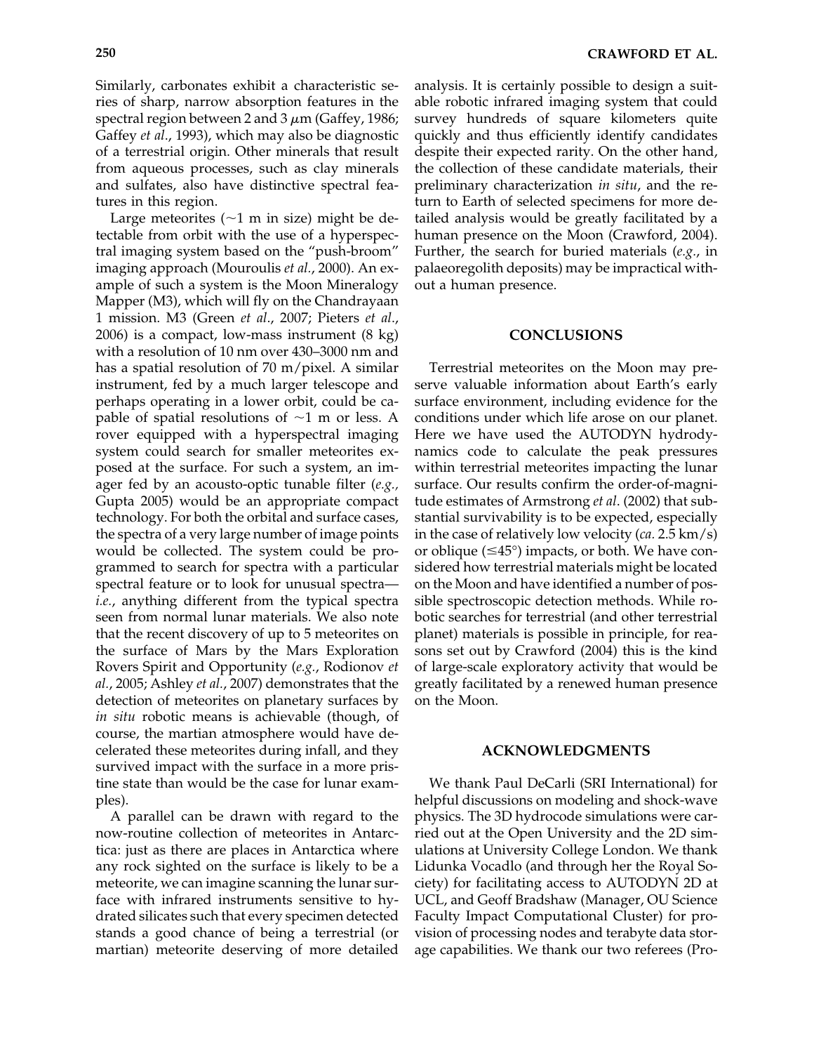Similarly, carbonates exhibit a characteristic series of sharp, narrow absorption features in the spectral region between 2 and 3 $\mu$m (Gaffey, 1986; Gaffey *et al*., 1993), which may also be diagnostic of a terrestrial origin. Other minerals that result from aqueous processes, such as clay minerals and sulfates, also have distinctive spectral features in this region.

Large meteorites (~1 m in size) might be detectable from orbit with the use of a hyperspectral imaging system based on the "push-broom" imaging approach (Mouroulis *et al.*, 2000). An example of such a system is the Moon Mineralogy Mapper (M3), which will fly on the Chandrayaan 1 mission. M3 (Green *et al*., 2007; Pieters *et al*., 2006) is a compact, low-mass instrument (8 kg) with a resolution of 10 nm over 430–3000 nm and has a spatial resolution of 70 m/pixel. A similar instrument, fed by a much larger telescope and perhaps operating in a lower orbit, could be capable of spatial resolutions of ~1 m or less. A rover equipped with a hyperspectral imaging system could search for smaller meteorites exposed at the surface. For such a system, an imager fed by an acousto-optic tunable filter (*e.g.,* Gupta 2005) would be an appropriate compact technology. For both the orbital and surface cases, the spectra of a very large number of image points would be collected. The system could be programmed to search for spectra with a particular spectral feature or to look for unusual spectra—*i.e.*, anything different from the typical spectra seen from normal lunar materials. We also note that the recent discovery of up to 5 meteorites on the surface of Mars by the Mars Exploration Rovers Spirit and Opportunity (*e.g.*, Rodionov *et al.*, 2005; Ashley *et al.*, 2007) demonstrates that the detection of meteorites on planetary surfaces by *in situ* robotic means is achievable (though, of course, the martian atmosphere would have decelerated these meteorites during infall, and they survived impact with the surface in a more pristine state than would be the case for lunar examples).

A parallel can be drawn with regard to the now-routine collection of meteorites in Antarctica: just as there are places in Antarctica where any rock sighted on the surface is likely to be a meteorite, we can imagine scanning the lunar surface with infrared instruments sensitive to hydrated silicates such that every specimen detected stands a good chance of being a terrestrial (or martian) meteorite deserving of more detailed analysis. It is certainly possible to design a suitable robotic infrared imaging system that could survey hundreds of square kilometers quite quickly and thus efficiently identify candidates despite their expected rarity. On the other hand, the collection of these candidate materials, their preliminary characterization *in situ*, and the return to Earth of selected specimens for more detailed analysis would be greatly facilitated by a human presence on the Moon (Crawford, 2004). Further, the search for buried materials (*e.g.*, in palaeoregolith deposits) may be impractical without a human presence.

## CONCLUSIONS

Terrestrial meteorites on the Moon may preserve valuable information about Earth's early surface environment, including evidence for the conditions under which life arose on our planet. Here we have used the AUTODYN hydrodynamics code to calculate the peak pressures within terrestrial meteorites impacting the lunar surface. Our results confirm the order-of-magnitude estimates of Armstrong *et al*. (2002) that substantial survivability is to be expected, especially in the case of relatively low velocity (*ca.* 2.5 km/s) or oblique ($\leq$45°) impacts, or both. We have considered how terrestrial materials might be located on the Moon and have identified a number of possible spectroscopic detection methods. While robotic searches for terrestrial (and other terrestrial planet) materials is possible in principle, for reasons set out by Crawford (2004) this is the kind of large-scale exploratory activity that would be greatly facilitated by a renewed human presence on the Moon.

## ACKNOWLEDGMENTS

We thank Paul DeCarli (SRI International) for helpful discussions on modeling and shock-wave physics. The 3D hydrocode simulations were carried out at the Open University and the 2D simulations at University College London. We thank Lidunka Vocadlo (and through her the Royal Society) for facilitating access to AUTODYN 2D at UCL, and Geoff Bradshaw (Manager, OU Science Faculty Impact Computational Cluster) for provision of processing nodes and terabyte data storage capabilities. We thank our two referees (Pro-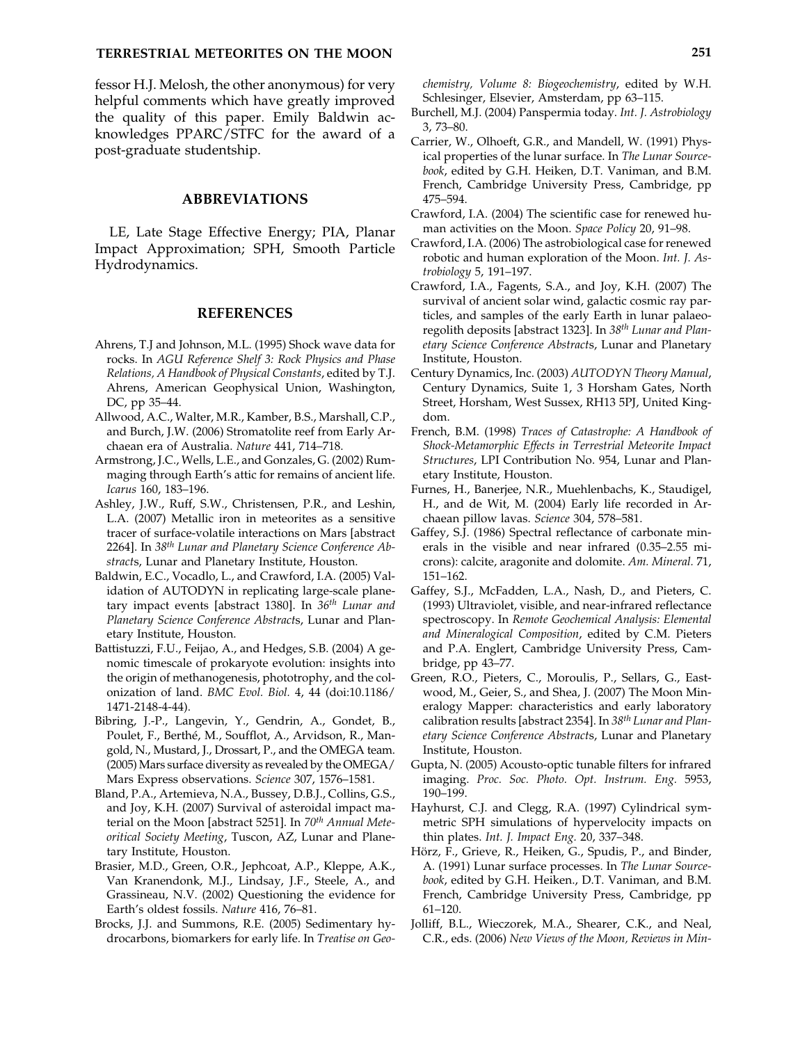fessor H.J. Melosh, the other anonymous) for very helpful comments which have greatly improved the quality of this paper. Emily Baldwin acknowledges PPARC/STFC for the award of a post-graduate studentship.

## ABBREVIATIONS

LE, Late Stage Effective Energy; PIA, Planar Impact Approximation; SPH, Smooth Particle Hydrodynamics.

## REFERENCES

Ahrens, T.J and Johnson, M.L. (1995) Shock wave data for rocks. In *AGU Reference Shelf 3: Rock Physics and Phase Relations, A Handbook of Physical Constants*, edited by T.J. Ahrens, American Geophysical Union, Washington, DC, pp 35–44.

Allwood, A.C., Walter, M.R., Kamber, B.S., Marshall, C.P., and Burch, J.W. (2006) Stromatolite reef from Early Archaean era of Australia. *Nature* 441, 714–718.

Armstrong, J.C., Wells, L.E., and Gonzales, G. (2002) Rummaging through Earth's attic for remains of ancient life. *Icarus* 160, 183–196.

Ashley, J.W., Ruff, S.W., Christensen, P.R., and Leshin, L.A. (2007) Metallic iron in meteorites as a sensitive tracer of surface-volatile interactions on Mars [abstract 2264]. In *38th Lunar and Planetary Science Conference Abstracts*, Lunar and Planetary Institute, Houston.

Baldwin, E.C., Vocadlo, L., and Crawford, I.A. (2005) Validation of AUTODYN in replicating large-scale planetary impact events [abstract 1380]. In *36th Lunar and Planetary Science Conference Abstracts*, Lunar and Planetary Institute, Houston.

Battistuzzi, F.U., Feijao, A., and Hedges, S.B. (2004) A genomic timescale of prokaryote evolution: insights into the origin of methanogenesis, phototrophy, and the colonization of land. *BMC Evol. Biol.* 4, 44 (doi:10.1186/1471-2148-4-44).

Bibring, J.-P., Langevin, Y., Gendrin, A., Gondet, B., Poulet, F., Berthé, M., Soufflot, A., Arvidson, R., Mangold, N., Mustard, J., Drossart, P., and the OMEGA team. (2005) Mars surface diversity as revealed by the OMEGA/Mars Express observations. *Science* 307, 1576–1581.

Bland, P.A., Artemieva, N.A., Bussey, D.B.J., Collins, G.S., and Joy, K.H. (2007) Survival of asteroidal impact material on the Moon [abstract 5251]. In *70th Annual Meteoritical Society Meeting*, Tuscon, AZ, Lunar and Planetary Institute, Houston.

Brasier, M.D., Green, O.R., Jephcoat, A.P., Kleppe, A.K., Van Kranendonk, M.J., Lindsay, J.F., Steele, A., and Grassineau, N.V. (2002) Questioning the evidence for Earth's oldest fossils. *Nature* 416, 76–81.

Brocks, J.J. and Summons, R.E. (2005) Sedimentary hydrocarbons, biomarkers for early life. In *Treatise on Geochemistry, Volume 8: Biogeochemistry*, edited by W.H. Schlesinger, Elsevier, Amsterdam, pp 63–115.

Burchell, M.J. (2004) Panspermia today. *Int. J. Astrobiology* 3, 73–80.

Carrier, W., Olhoeft, G.R., and Mandell, W. (1991) Physical properties of the lunar surface. In *The Lunar Sourcebook*, edited by G.H. Heiken, D.T. Vaniman, and B.M. French, Cambridge University Press, Cambridge, pp 475–594.

Crawford, I.A. (2004) The scientific case for renewed human activities on the Moon. *Space Policy* 20, 91–98.

Crawford, I.A. (2006) The astrobiological case for renewed robotic and human exploration of the Moon. *Int. J. Astrobiology* 5, 191–197.

Crawford, I.A., Fagents, S.A., and Joy, K.H. (2007) The survival of ancient solar wind, galactic cosmic ray particles, and samples of the early Earth in lunar palaeoregolith deposits [abstract 1323]. In *38th Lunar and Planetary Science Conference Abstracts*, Lunar and Planetary Institute, Houston.

Century Dynamics, Inc. (2003) *AUTODYN Theory Manual*, Century Dynamics, Suite 1, 3 Horsham Gates, North Street, Horsham, West Sussex, RH13 5PJ, United Kingdom.

French, B.M. (1998) *Traces of Catastrophe: A Handbook of Shock-Metamorphic Effects in Terrestrial Meteorite Impact Structures*, LPI Contribution No. 954, Lunar and Planetary Institute, Houston.

Furnes, H., Banerjee, N.R., Muehlenbachs, K., Staudigel, H., and de Wit, M. (2004) Early life recorded in Archaean pillow lavas. *Science* 304, 578–581.

Gaffey, S.J. (1986) Spectral reflectance of carbonate minerals in the visible and near infrared (0.35–2.55 microns): calcite, aragonite and dolomite. *Am. Mineral.* 71, 151–162.

Gaffey, S.J., McFadden, L.A., Nash, D., and Pieters, C. (1993) Ultraviolet, visible, and near-infrared reflectance spectroscopy. In *Remote Geochemical Analysis: Elemental and Mineralogical Composition*, edited by C.M. Pieters and P.A. Englert, Cambridge University Press, Cambridge, pp 43–77.

Green, R.O., Pieters, C., Moroulis, P., Sellars, G., Eastwood, M., Geier, S., and Shea, J. (2007) The Moon Mineralogy Mapper: characteristics and early laboratory calibration results [abstract 2354]. In *38th Lunar and Planetary Science Conference Abstracts*, Lunar and Planetary Institute, Houston.

Gupta, N. (2005) Acousto-optic tunable filters for infrared imaging. *Proc. Soc. Photo. Opt. Instrum. Eng.* 5953, 190–199.

Hayhurst, C.J. and Clegg, R.A. (1997) Cylindrical symmetric SPH simulations of hypervelocity impacts on thin plates. *Int. J. Impact Eng.* 20, 337–348.

Hörz, F., Grieve, R., Heiken, G., Spudis, P., and Binder, A. (1991) Lunar surface processes. In *The Lunar Sourcebook*, edited by G.H. Heiken., D.T. Vaniman, and B.M. French, Cambridge University Press, Cambridge, pp 61–120.

Jolliff, B.L., Wieczorek, M.A., Shearer, C.K., and Neal, C.R., eds. (2006) *New Views of the Moon, Reviews in Min-*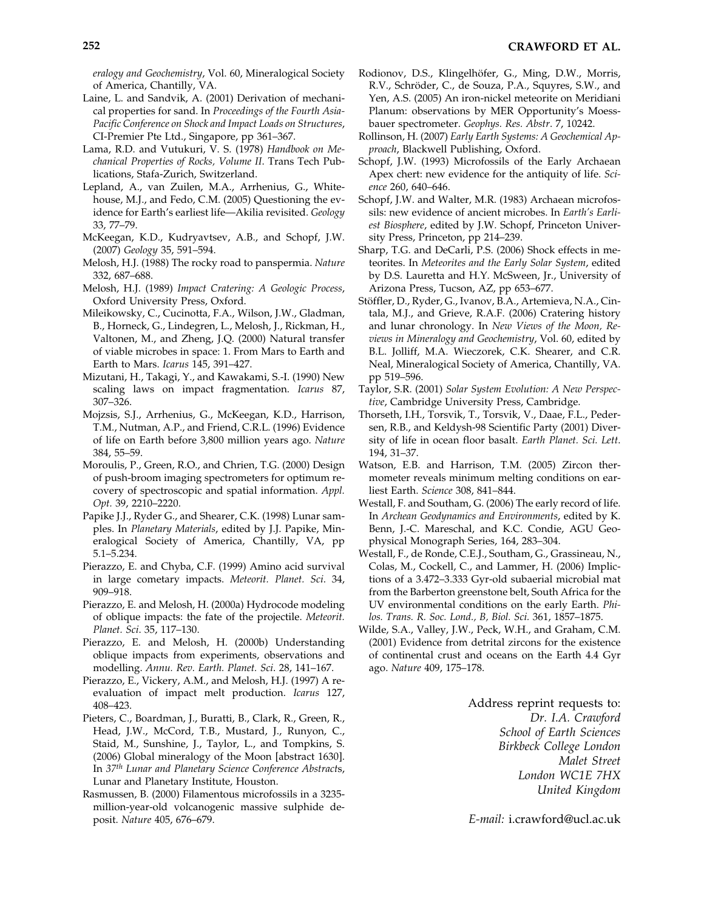*eralogy and Geochemistry*, Vol. 60, Mineralogical Society of America, Chantilly, VA.

Laine, L. and Sandvik, A. (2001) Derivation of mechanical properties for sand. In *Proceedings of the Fourth Asia-Pacific Conference on Shock and Impact Loads on Structures*, CI-Premier Pte Ltd., Singapore, pp 361–367.

Lama, R.D. and Vutukuri, V. S. (1978) *Handbook on Mechanical Properties of Rocks, Volume II*. Trans Tech Publications, Stafa-Zurich, Switzerland.

Lepland, A., van Zuilen, M.A., Arrhenius, G., Whitehouse, M.J., and Fedo, C.M. (2005) Questioning the evidence for Earth's earliest life—Akilia revisited. *Geology* 33, 77–79.

McKeegan, K.D., Kudryavtsev, A.B., and Schopf, J.W. (2007) *Geology* 35, 591–594.

Melosh, H.J. (1988) The rocky road to panspermia. *Nature* 332, 687–688.

Melosh, H.J. (1989) *Impact Cratering: A Geologic Process*, Oxford University Press, Oxford.

Mileikowsky, C., Cucinotta, F.A., Wilson, J.W., Gladman, B., Horneck, G., Lindegren, L., Melosh, J., Rickman, H., Valtonen, M., and Zheng, J.Q. (2000) Natural transfer of viable microbes in space: 1. From Mars to Earth and Earth to Mars. *Icarus* 145, 391–427.

Mizutani, H., Takagi, Y., and Kawakami, S.-I. (1990) New scaling laws on impact fragmentation. *Icarus* 87, 307–326.

Mojzsis, S.J., Arrhenius, G., McKeegan, K.D., Harrison, T.M., Nutman, A.P., and Friend, C.R.L. (1996) Evidence of life on Earth before 3,800 million years ago. *Nature* 384, 55–59.

Moroulis, P., Green, R.O., and Chrien, T.G. (2000) Design of push-broom imaging spectrometers for optimum recovery of spectroscopic and spatial information. *Appl. Opt.* 39, 2210–2220.

Papike J.J., Ryder G., and Shearer, C.K. (1998) Lunar samples. In *Planetary Materials*, edited by J.J. Papike, Mineralogical Society of America, Chantilly, VA, pp 5.1–5.234.

Pierazzo, E. and Chyba, C.F. (1999) Amino acid survival in large cometary impacts. *Meteorit. Planet. Sci*. 34, 909–918.

Pierazzo, E. and Melosh, H. (2000a) Hydrocode modeling of oblique impacts: the fate of the projectile. *Meteorit. Planet. Sci.* 35, 117–130.

Pierazzo, E. and Melosh, H. (2000b) Understanding oblique impacts from experiments, observations and modelling. *Annu. Rev. Earth. Planet. Sci.* 28, 141–167.

Pierazzo, E., Vickery, A.M., and Melosh, H.J. (1997) A reevaluation of impact melt production. *Icarus* 127, 408–423.

Pieters, C., Boardman, J., Buratti, B., Clark, R., Green, R., Head, J.W., McCord, T.B., Mustard, J., Runyon, C., Staid, M., Sunshine, J., Taylor, L., and Tompkins, S. (2006) Global mineralogy of the Moon [abstract 1630]. In *37th Lunar and Planetary Science Conference Abstracts*, Lunar and Planetary Institute, Houston.

Rasmussen, B. (2000) Filamentous microfossils in a 3235-million-year-old volcanogenic massive sulphide deposit. *Nature* 405, 676–679.

Rodionov, D.S., Klingelhöfer, G., Ming, D.W., Morris, R.V., Schröder, C., de Souza, P.A., Squyres, S.W., and Yen, A.S. (2005) An iron-nickel meteorite on Meridiani Planum: observations by MER Opportunity's Moessbauer spectrometer. *Geophys. Res. Abstr.* 7, 10242.

Rollinson, H. (2007) *Early Earth Systems: A Geochemical Approach*, Blackwell Publishing, Oxford.

Schopf, J.W. (1993) Microfossils of the Early Archaean Apex chert: new evidence for the antiquity of life. *Science* 260, 640–646.

Schopf, J.W. and Walter, M.R. (1983) Archaean microfossils: new evidence of ancient microbes. In *Earth's Earliest Biosphere*, edited by J.W. Schopf, Princeton University Press, Princeton, pp 214–239.

Sharp, T.G. and DeCarli, P.S. (2006) Shock effects in meteorites. In *Meteorites and the Early Solar System*, edited by D.S. Lauretta and H.Y. McSween, Jr., University of Arizona Press, Tucson, AZ, pp 653–677.

Stöffler, D., Ryder, G., Ivanov, B.A., Artemieva, N.A., Cintala, M.J., and Grieve, R.A.F. (2006) Cratering history and lunar chronology. In *New Views of the Moon, Reviews in Mineralogy and Geochemistry*, Vol. 60, edited by B.L. Jolliff, M.A. Wieczorek, C.K. Shearer, and C.R. Neal, Mineralogical Society of America, Chantilly, VA. pp 519–596.

Taylor, S.R. (2001) *Solar System Evolution: A New Perspective*, Cambridge University Press, Cambridge.

Thorseth, I.H., Torsvik, T., Torsvik, V., Daae, F.L., Pedersen, R.B., and Keldysh-98 Scientific Party (2001) Diversity of life in ocean floor basalt. *Earth Planet. Sci. Lett.* 194, 31–37.

Watson, E.B. and Harrison, T.M. (2005) Zircon thermometer reveals minimum melting conditions on earliest Earth. *Science* 308, 841–844.

Westall, F. and Southam, G. (2006) The early record of life. In *Archean Geodynamics and Environments*, edited by K. Benn, J.-C. Mareschal, and K.C. Condie, AGU Geophysical Monograph Series, 164, 283–304.

Westall, F., de Ronde, C.E.J., Southam, G., Grassineau, N., Colas, M., Cockell, C., and Lammer, H. (2006) Implictions of a 3.472–3.333 Gyr-old subaerial microbial mat from the Barberton greenstone belt, South Africa for the UV environmental conditions on the early Earth. *Philos. Trans. R. Soc. Lond., B, Biol. Sci.* 361, 1857–1875.

Wilde, S.A., Valley, J.W., Peck, W.H., and Graham, C.M. (2001) Evidence from detrital zircons for the existence of continental crust and oceans on the Earth 4.4 Gyr ago. *Nature* 409, 175–178.

Address reprint requests to:
*Dr. I.A. Crawford*
*School of Earth Sciences*
*Birkbeck College London*
*Malet Street*
*London WC1E 7HX*
*United Kingdom*

*E-mail:* i.crawford@ucl.ac.uk